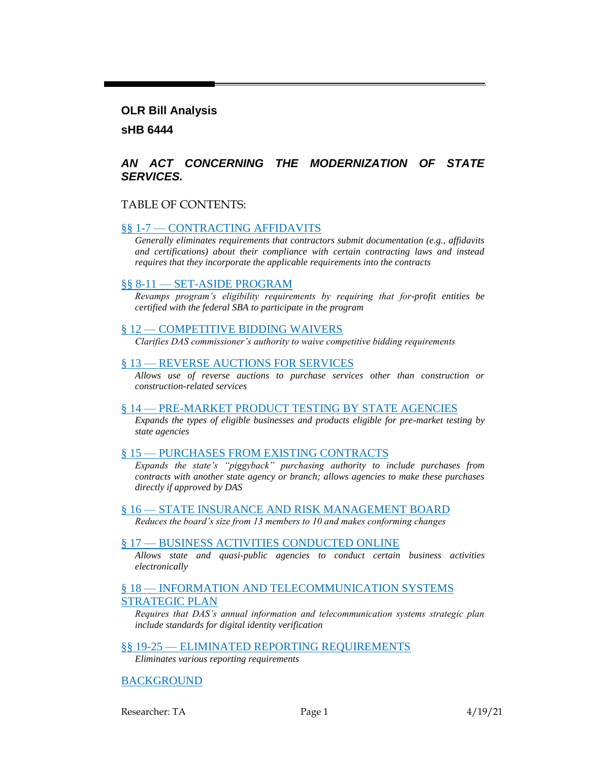**OLR Bill Analysis**

**sHB 6444**

***AN ACT CONCERNING THE MODERNIZATION OF STATE SERVICES.***

TABLE OF CONTENTS:

§§ 1-7 — CONTRACTING AFFIDAVITS

*Generally eliminates requirements that contractors submit documentation (e.g., affidavits and certifications) about their compliance with certain contracting laws and instead requires that they incorporate the applicable requirements into the contracts*

§§ 8-11 — SET-ASIDE PROGRAM

*Revamps program's eligibility requirements by requiring that for-profit entities be certified with the federal SBA to participate in the program*

§ 12 — COMPETITIVE BIDDING WAIVERS

*Clarifies DAS commissioner's authority to waive competitive bidding requirements*

§ 13 — REVERSE AUCTIONS FOR SERVICES

*Allows use of reverse auctions to purchase services other than construction or construction-related services*

§ 14 — PRE-MARKET PRODUCT TESTING BY STATE AGENCIES

*Expands the types of eligible businesses and products eligible for pre-market testing by state agencies*

§ 15 — PURCHASES FROM EXISTING CONTRACTS

*Expands the state's "piggyback" purchasing authority to include purchases from contracts with another state agency or branch; allows agencies to make these purchases directly if approved by DAS*

§ 16 — STATE INSURANCE AND RISK MANAGEMENT BOARD

*Reduces the board's size from 13 members to 10 and makes conforming changes*

§ 17 — BUSINESS ACTIVITIES CONDUCTED ONLINE

*Allows state and quasi-public agencies to conduct certain business activities electronically*

§ 18 — INFORMATION AND TELECOMMUNICATION SYSTEMS STRATEGIC PLAN

*Requires that DAS's annual information and telecommunication systems strategic plan include standards for digital identity verification*

§§ 19-25 — ELIMINATED REPORTING REQUIREMENTS

*Eliminates various reporting requirements*

BACKGROUND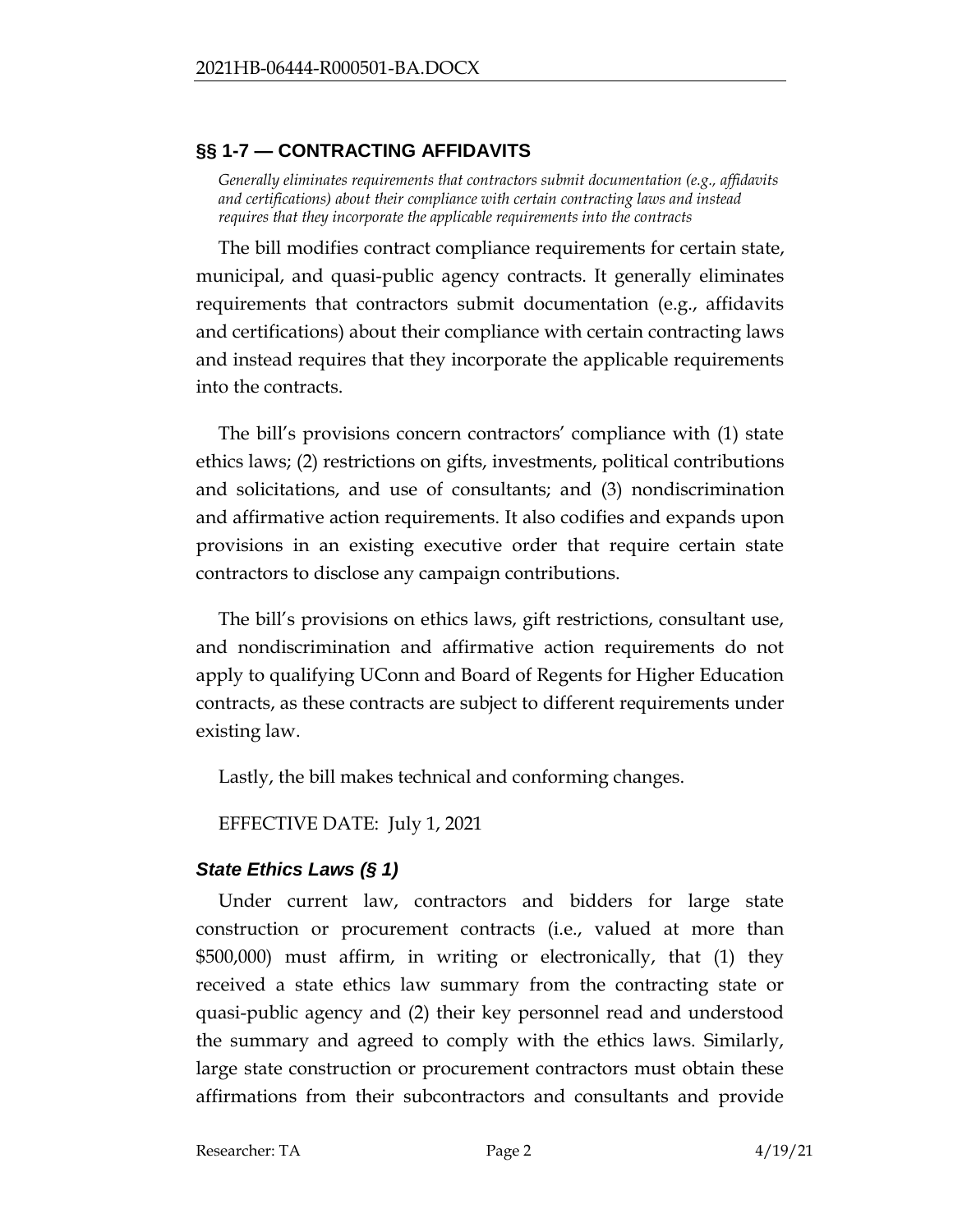## §§ 1-7 — CONTRACTING AFFIDAVITS

*Generally eliminates requirements that contractors submit documentation (e.g., affidavits and certifications) about their compliance with certain contracting laws and instead requires that they incorporate the applicable requirements into the contracts*

The bill modifies contract compliance requirements for certain state, municipal, and quasi-public agency contracts. It generally eliminates requirements that contractors submit documentation (e.g., affidavits and certifications) about their compliance with certain contracting laws and instead requires that they incorporate the applicable requirements into the contracts.

The bill's provisions concern contractors' compliance with (1) state ethics laws; (2) restrictions on gifts, investments, political contributions and solicitations, and use of consultants; and (3) nondiscrimination and affirmative action requirements. It also codifies and expands upon provisions in an existing executive order that require certain state contractors to disclose any campaign contributions.

The bill's provisions on ethics laws, gift restrictions, consultant use, and nondiscrimination and affirmative action requirements do not apply to qualifying UConn and Board of Regents for Higher Education contracts, as these contracts are subject to different requirements under existing law.

Lastly, the bill makes technical and conforming changes.

EFFECTIVE DATE: July 1, 2021

### *State Ethics Laws (§ 1)*

Under current law, contractors and bidders for large state construction or procurement contracts (i.e., valued at more than $500,000) must affirm, in writing or electronically, that (1) they received a state ethics law summary from the contracting state or quasi-public agency and (2) their key personnel read and understood the summary and agreed to comply with the ethics laws. Similarly, large state construction or procurement contractors must obtain these affirmations from their subcontractors and consultants and provide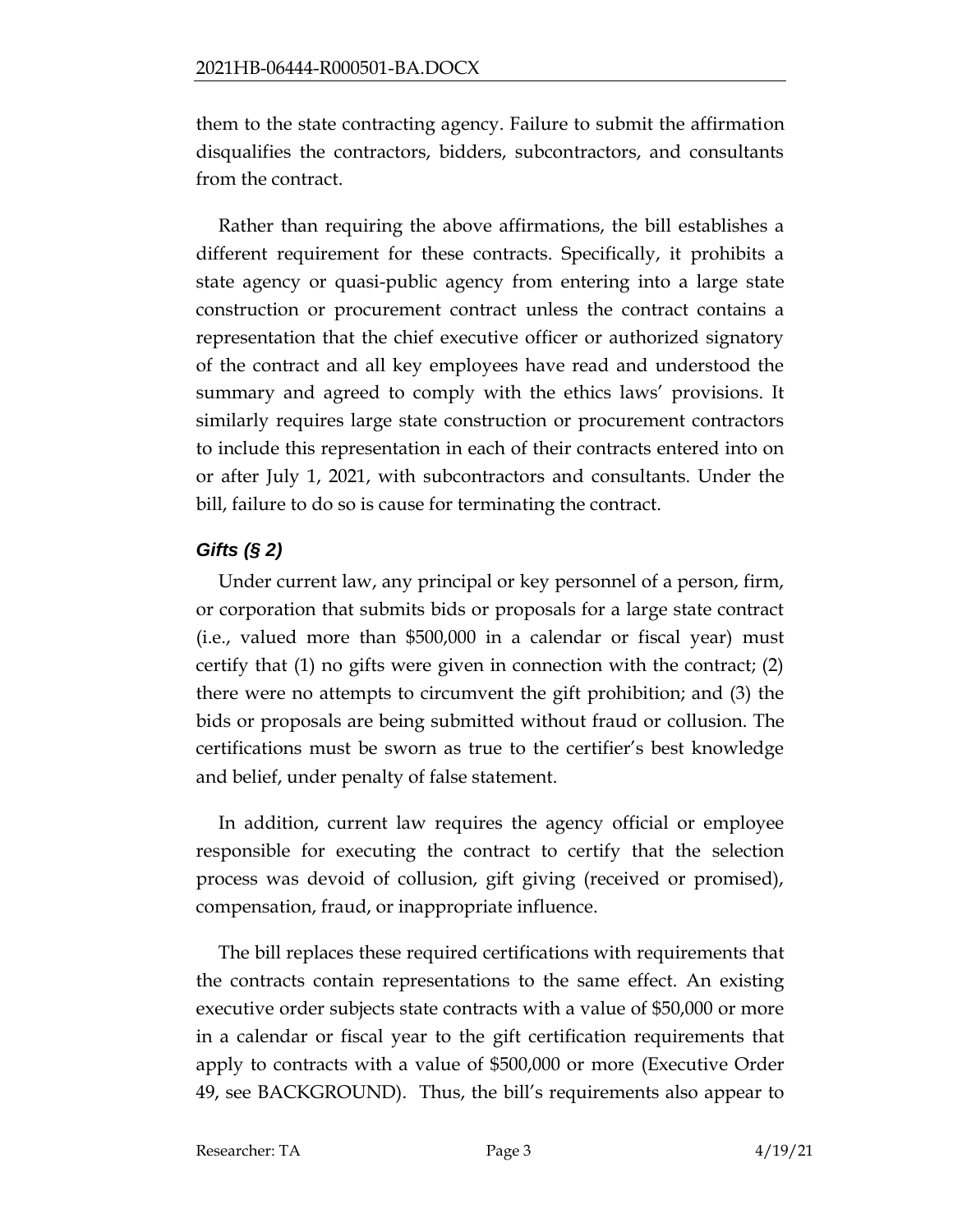them to the state contracting agency. Failure to submit the affirmation disqualifies the contractors, bidders, subcontractors, and consultants from the contract.

Rather than requiring the above affirmations, the bill establishes a different requirement for these contracts. Specifically, it prohibits a state agency or quasi-public agency from entering into a large state construction or procurement contract unless the contract contains a representation that the chief executive officer or authorized signatory of the contract and all key employees have read and understood the summary and agreed to comply with the ethics laws' provisions. It similarly requires large state construction or procurement contractors to include this representation in each of their contracts entered into on or after July 1, 2021, with subcontractors and consultants. Under the bill, failure to do so is cause for terminating the contract.

### *Gifts (§ 2)*

Under current law, any principal or key personnel of a person, firm, or corporation that submits bids or proposals for a large state contract (i.e., valued more than $500,000 in a calendar or fiscal year) must certify that (1) no gifts were given in connection with the contract; (2) there were no attempts to circumvent the gift prohibition; and (3) the bids or proposals are being submitted without fraud or collusion. The certifications must be sworn as true to the certifier's best knowledge and belief, under penalty of false statement.

In addition, current law requires the agency official or employee responsible for executing the contract to certify that the selection process was devoid of collusion, gift giving (received or promised), compensation, fraud, or inappropriate influence.

The bill replaces these required certifications with requirements that the contracts contain representations to the same effect. An existing executive order subjects state contracts with a value of $50,000 or more in a calendar or fiscal year to the gift certification requirements that apply to contracts with a value of $500,000 or more (Executive Order 49, see BACKGROUND). Thus, the bill's requirements also appear to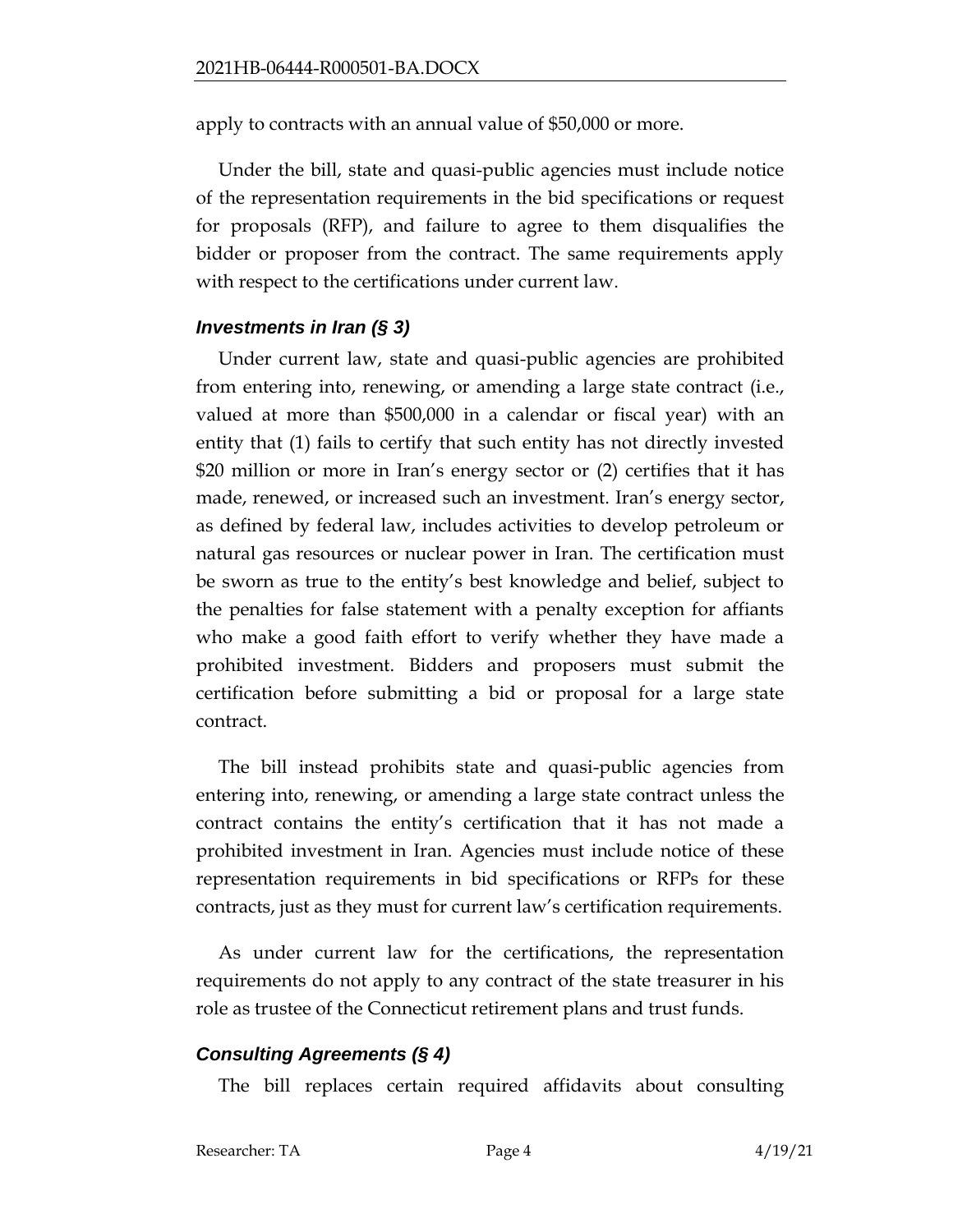apply to contracts with an annual value of $50,000 or more.

Under the bill, state and quasi-public agencies must include notice of the representation requirements in the bid specifications or request for proposals (RFP), and failure to agree to them disqualifies the bidder or proposer from the contract. The same requirements apply with respect to the certifications under current law.

### *Investments in Iran (§ 3)*

Under current law, state and quasi-public agencies are prohibited from entering into, renewing, or amending a large state contract (i.e., valued at more than $500,000 in a calendar or fiscal year) with an entity that (1) fails to certify that such entity has not directly invested $20 million or more in Iran's energy sector or (2) certifies that it has made, renewed, or increased such an investment. Iran's energy sector, as defined by federal law, includes activities to develop petroleum or natural gas resources or nuclear power in Iran. The certification must be sworn as true to the entity's best knowledge and belief, subject to the penalties for false statement with a penalty exception for affiants who make a good faith effort to verify whether they have made a prohibited investment. Bidders and proposers must submit the certification before submitting a bid or proposal for a large state contract.

The bill instead prohibits state and quasi-public agencies from entering into, renewing, or amending a large state contract unless the contract contains the entity's certification that it has not made a prohibited investment in Iran. Agencies must include notice of these representation requirements in bid specifications or RFPs for these contracts, just as they must for current law's certification requirements.

As under current law for the certifications, the representation requirements do not apply to any contract of the state treasurer in his role as trustee of the Connecticut retirement plans and trust funds.

### *Consulting Agreements (§ 4)*

The bill replaces certain required affidavits about consulting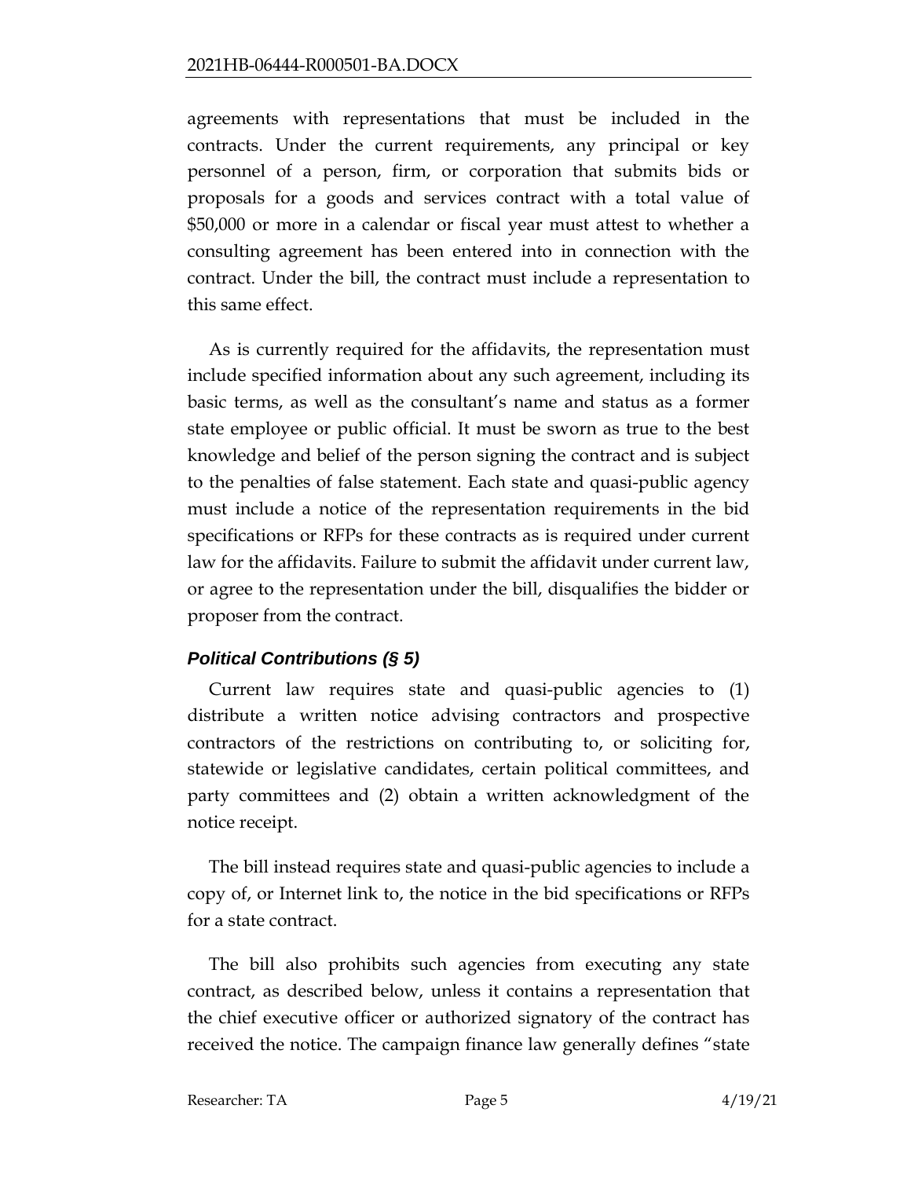agreements with representations that must be included in the contracts. Under the current requirements, any principal or key personnel of a person, firm, or corporation that submits bids or proposals for a goods and services contract with a total value of $50,000 or more in a calendar or fiscal year must attest to whether a consulting agreement has been entered into in connection with the contract. Under the bill, the contract must include a representation to this same effect.

As is currently required for the affidavits, the representation must include specified information about any such agreement, including its basic terms, as well as the consultant's name and status as a former state employee or public official. It must be sworn as true to the best knowledge and belief of the person signing the contract and is subject to the penalties of false statement. Each state and quasi-public agency must include a notice of the representation requirements in the bid specifications or RFPs for these contracts as is required under current law for the affidavits. Failure to submit the affidavit under current law, or agree to the representation under the bill, disqualifies the bidder or proposer from the contract.

### *Political Contributions (§ 5)*

Current law requires state and quasi-public agencies to (1) distribute a written notice advising contractors and prospective contractors of the restrictions on contributing to, or soliciting for, statewide or legislative candidates, certain political committees, and party committees and (2) obtain a written acknowledgment of the notice receipt.

The bill instead requires state and quasi-public agencies to include a copy of, or Internet link to, the notice in the bid specifications or RFPs for a state contract.

The bill also prohibits such agencies from executing any state contract, as described below, unless it contains a representation that the chief executive officer or authorized signatory of the contract has received the notice. The campaign finance law generally defines "state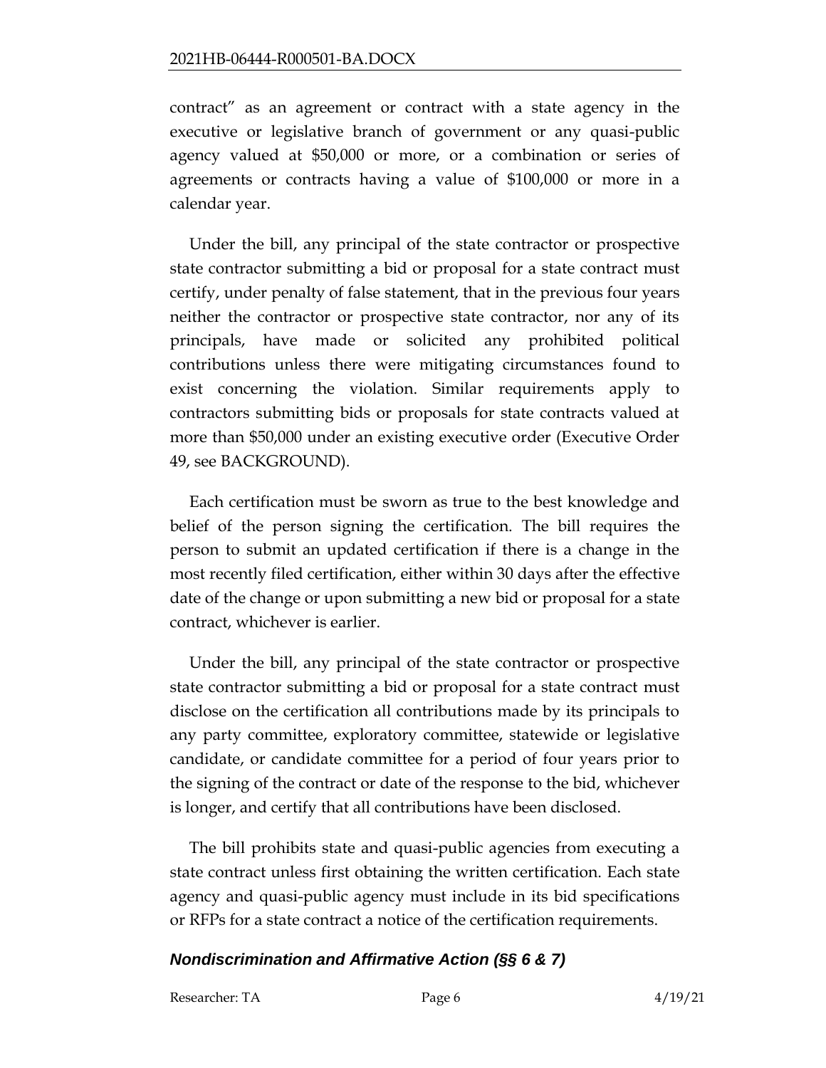contract" as an agreement or contract with a state agency in the executive or legislative branch of government or any quasi-public agency valued at $50,000 or more, or a combination or series of agreements or contracts having a value of $100,000 or more in a calendar year.

Under the bill, any principal of the state contractor or prospective state contractor submitting a bid or proposal for a state contract must certify, under penalty of false statement, that in the previous four years neither the contractor or prospective state contractor, nor any of its principals, have made or solicited any prohibited political contributions unless there were mitigating circumstances found to exist concerning the violation. Similar requirements apply to contractors submitting bids or proposals for state contracts valued at more than $50,000 under an existing executive order (Executive Order 49, see BACKGROUND).

Each certification must be sworn as true to the best knowledge and belief of the person signing the certification. The bill requires the person to submit an updated certification if there is a change in the most recently filed certification, either within 30 days after the effective date of the change or upon submitting a new bid or proposal for a state contract, whichever is earlier.

Under the bill, any principal of the state contractor or prospective state contractor submitting a bid or proposal for a state contract must disclose on the certification all contributions made by its principals to any party committee, exploratory committee, statewide or legislative candidate, or candidate committee for a period of four years prior to the signing of the contract or date of the response to the bid, whichever is longer, and certify that all contributions have been disclosed.

The bill prohibits state and quasi-public agencies from executing a state contract unless first obtaining the written certification. Each state agency and quasi-public agency must include in its bid specifications or RFPs for a state contract a notice of the certification requirements.

### *Nondiscrimination and Affirmative Action (§§ 6 & 7)*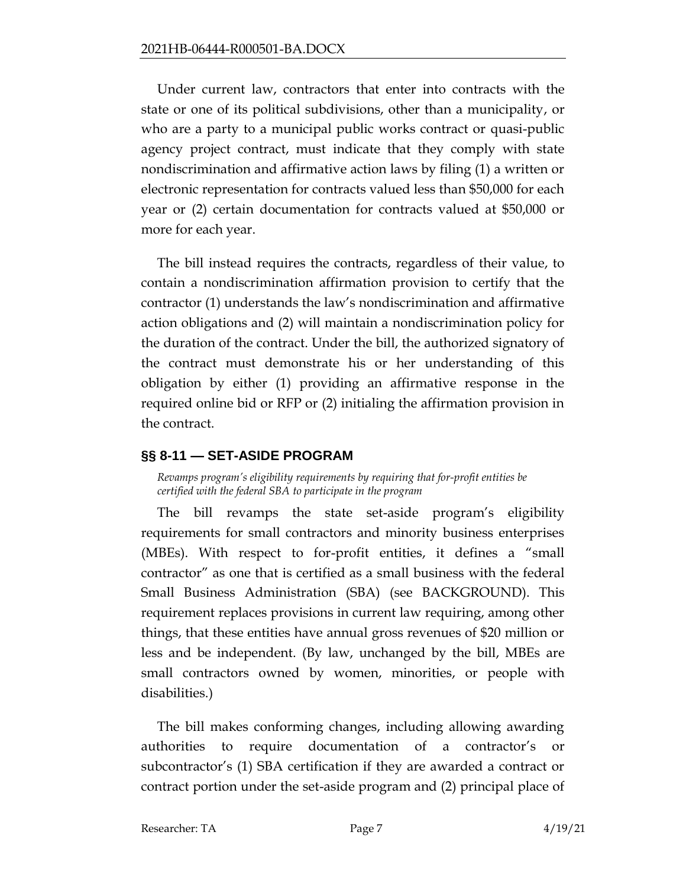Under current law, contractors that enter into contracts with the state or one of its political subdivisions, other than a municipality, or who are a party to a municipal public works contract or quasi-public agency project contract, must indicate that they comply with state nondiscrimination and affirmative action laws by filing (1) a written or electronic representation for contracts valued less than $50,000 for each year or (2) certain documentation for contracts valued at $50,000 or more for each year.

The bill instead requires the contracts, regardless of their value, to contain a nondiscrimination affirmation provision to certify that the contractor (1) understands the law's nondiscrimination and affirmative action obligations and (2) will maintain a nondiscrimination policy for the duration of the contract. Under the bill, the authorized signatory of the contract must demonstrate his or her understanding of this obligation by either (1) providing an affirmative response in the required online bid or RFP or (2) initialing the affirmation provision in the contract.

## §§ 8-11 — SET-ASIDE PROGRAM

*Revamps program's eligibility requirements by requiring that for-profit entities be certified with the federal SBA to participate in the program*

The bill revamps the state set-aside program's eligibility requirements for small contractors and minority business enterprises (MBEs). With respect to for-profit entities, it defines a "small contractor" as one that is certified as a small business with the federal Small Business Administration (SBA) (see BACKGROUND). This requirement replaces provisions in current law requiring, among other things, that these entities have annual gross revenues of $20 million or less and be independent. (By law, unchanged by the bill, MBEs are small contractors owned by women, minorities, or people with disabilities.)

The bill makes conforming changes, including allowing awarding authorities to require documentation of a contractor's or subcontractor's (1) SBA certification if they are awarded a contract or contract portion under the set-aside program and (2) principal place of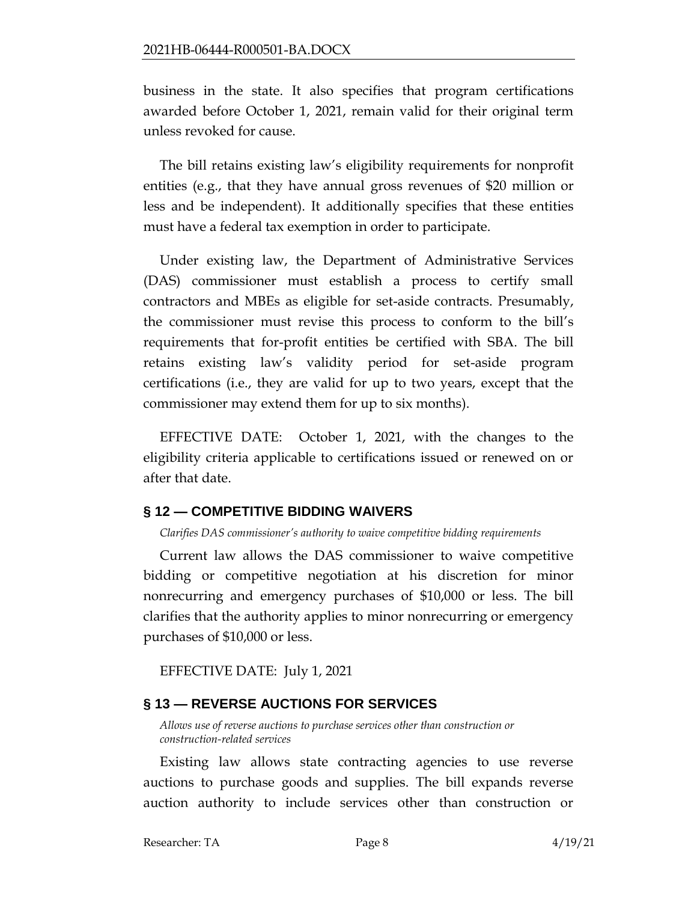business in the state. It also specifies that program certifications awarded before October 1, 2021, remain valid for their original term unless revoked for cause.

The bill retains existing law's eligibility requirements for nonprofit entities (e.g., that they have annual gross revenues of $20 million or less and be independent). It additionally specifies that these entities must have a federal tax exemption in order to participate.

Under existing law, the Department of Administrative Services (DAS) commissioner must establish a process to certify small contractors and MBEs as eligible for set-aside contracts. Presumably, the commissioner must revise this process to conform to the bill's requirements that for-profit entities be certified with SBA. The bill retains existing law's validity period for set-aside program certifications (i.e., they are valid for up to two years, except that the commissioner may extend them for up to six months).

EFFECTIVE DATE: October 1, 2021, with the changes to the eligibility criteria applicable to certifications issued or renewed on or after that date.

## § 12 — COMPETITIVE BIDDING WAIVERS

*Clarifies DAS commissioner's authority to waive competitive bidding requirements*

Current law allows the DAS commissioner to waive competitive bidding or competitive negotiation at his discretion for minor nonrecurring and emergency purchases of $10,000 or less. The bill clarifies that the authority applies to minor nonrecurring or emergency purchases of $10,000 or less.

EFFECTIVE DATE: July 1, 2021

## § 13 — REVERSE AUCTIONS FOR SERVICES

*Allows use of reverse auctions to purchase services other than construction or construction-related services*

Existing law allows state contracting agencies to use reverse auctions to purchase goods and supplies. The bill expands reverse auction authority to include services other than construction or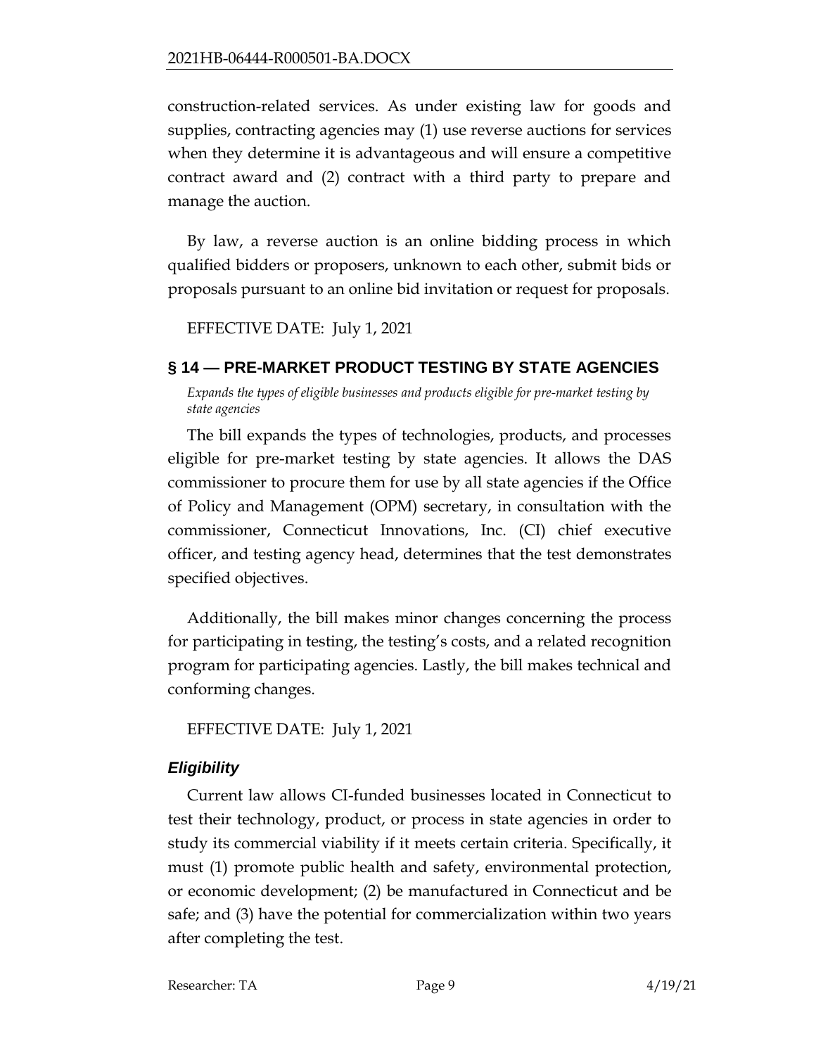construction-related services. As under existing law for goods and supplies, contracting agencies may (1) use reverse auctions for services when they determine it is advantageous and will ensure a competitive contract award and (2) contract with a third party to prepare and manage the auction.

By law, a reverse auction is an online bidding process in which qualified bidders or proposers, unknown to each other, submit bids or proposals pursuant to an online bid invitation or request for proposals.

EFFECTIVE DATE: July 1, 2021

## § 14 — PRE-MARKET PRODUCT TESTING BY STATE AGENCIES

*Expands the types of eligible businesses and products eligible for pre-market testing by state agencies*

The bill expands the types of technologies, products, and processes eligible for pre-market testing by state agencies. It allows the DAS commissioner to procure them for use by all state agencies if the Office of Policy and Management (OPM) secretary, in consultation with the commissioner, Connecticut Innovations, Inc. (CI) chief executive officer, and testing agency head, determines that the test demonstrates specified objectives.

Additionally, the bill makes minor changes concerning the process for participating in testing, the testing's costs, and a related recognition program for participating agencies. Lastly, the bill makes technical and conforming changes.

EFFECTIVE DATE: July 1, 2021

### *Eligibility*

Current law allows CI-funded businesses located in Connecticut to test their technology, product, or process in state agencies in order to study its commercial viability if it meets certain criteria. Specifically, it must (1) promote public health and safety, environmental protection, or economic development; (2) be manufactured in Connecticut and be safe; and (3) have the potential for commercialization within two years after completing the test.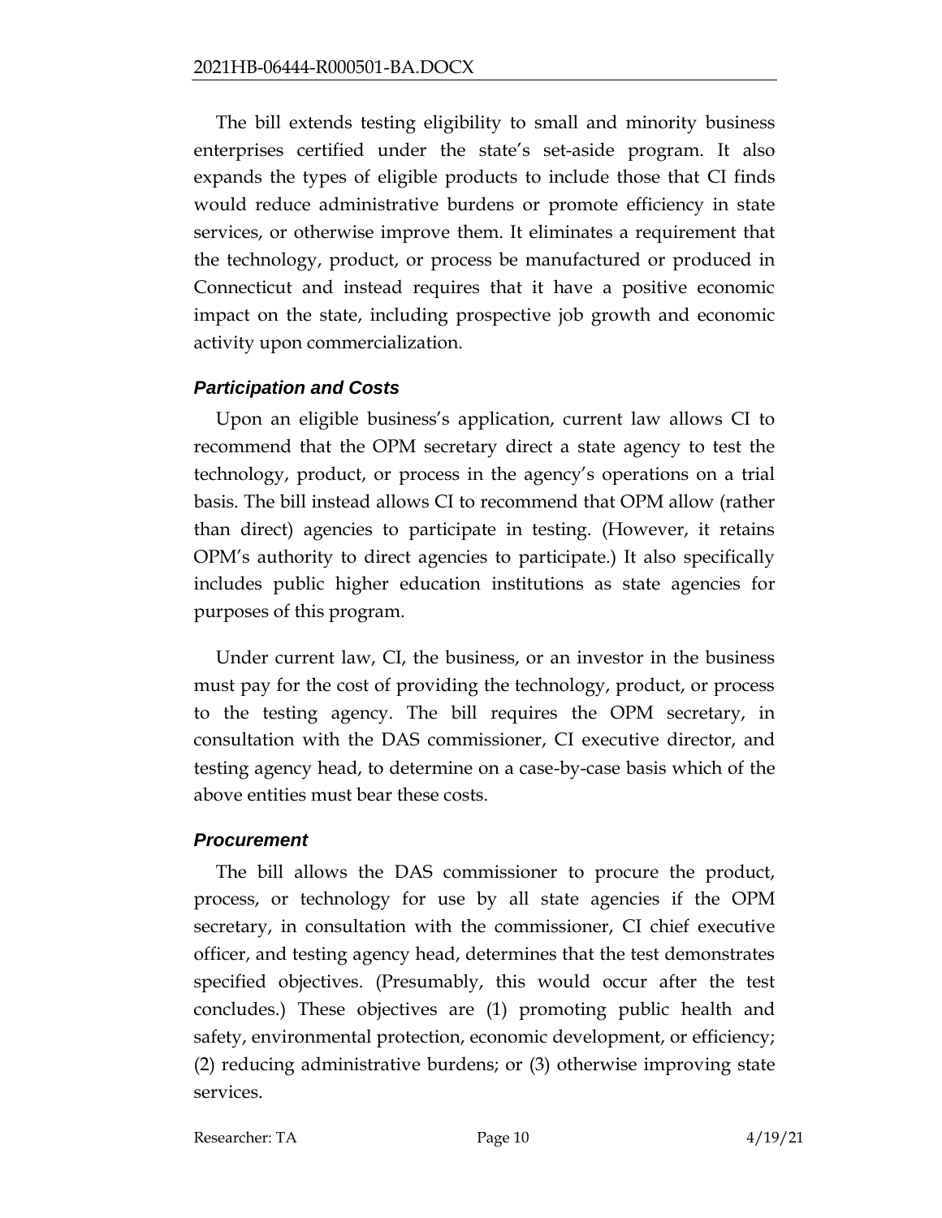The bill extends testing eligibility to small and minority business enterprises certified under the state's set-aside program. It also expands the types of eligible products to include those that CI finds would reduce administrative burdens or promote efficiency in state services, or otherwise improve them. It eliminates a requirement that the technology, product, or process be manufactured or produced in Connecticut and instead requires that it have a positive economic impact on the state, including prospective job growth and economic activity upon commercialization.

### *Participation and Costs*

Upon an eligible business's application, current law allows CI to recommend that the OPM secretary direct a state agency to test the technology, product, or process in the agency's operations on a trial basis. The bill instead allows CI to recommend that OPM allow (rather than direct) agencies to participate in testing. (However, it retains OPM's authority to direct agencies to participate.) It also specifically includes public higher education institutions as state agencies for purposes of this program.

Under current law, CI, the business, or an investor in the business must pay for the cost of providing the technology, product, or process to the testing agency. The bill requires the OPM secretary, in consultation with the DAS commissioner, CI executive director, and testing agency head, to determine on a case-by-case basis which of the above entities must bear these costs.

### *Procurement*

The bill allows the DAS commissioner to procure the product, process, or technology for use by all state agencies if the OPM secretary, in consultation with the commissioner, CI chief executive officer, and testing agency head, determines that the test demonstrates specified objectives. (Presumably, this would occur after the test concludes.) These objectives are (1) promoting public health and safety, environmental protection, economic development, or efficiency; (2) reducing administrative burdens; or (3) otherwise improving state services.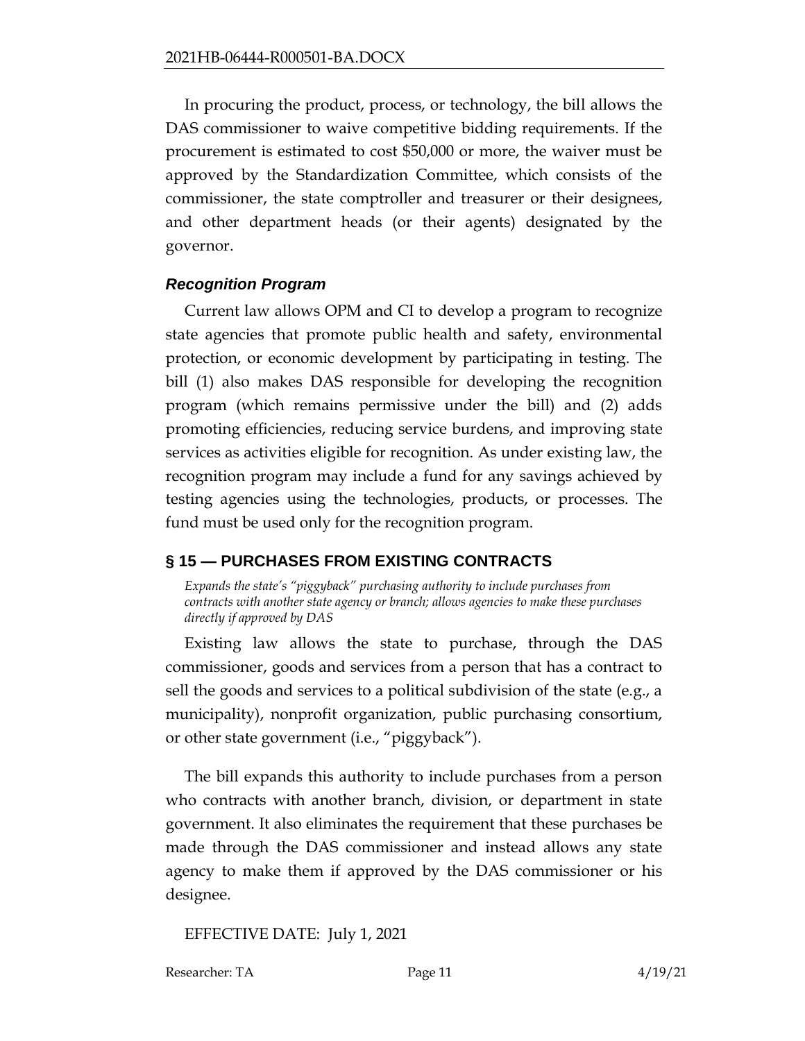In procuring the product, process, or technology, the bill allows the DAS commissioner to waive competitive bidding requirements. If the procurement is estimated to cost $50,000 or more, the waiver must be approved by the Standardization Committee, which consists of the commissioner, the state comptroller and treasurer or their designees, and other department heads (or their agents) designated by the governor.

### *Recognition Program*

Current law allows OPM and CI to develop a program to recognize state agencies that promote public health and safety, environmental protection, or economic development by participating in testing. The bill (1) also makes DAS responsible for developing the recognition program (which remains permissive under the bill) and (2) adds promoting efficiencies, reducing service burdens, and improving state services as activities eligible for recognition. As under existing law, the recognition program may include a fund for any savings achieved by testing agencies using the technologies, products, or processes. The fund must be used only for the recognition program.

## § 15 — PURCHASES FROM EXISTING CONTRACTS

*Expands the state's "piggyback" purchasing authority to include purchases from contracts with another state agency or branch; allows agencies to make these purchases directly if approved by DAS*

Existing law allows the state to purchase, through the DAS commissioner, goods and services from a person that has a contract to sell the goods and services to a political subdivision of the state (e.g., a municipality), nonprofit organization, public purchasing consortium, or other state government (i.e., "piggyback").

The bill expands this authority to include purchases from a person who contracts with another branch, division, or department in state government. It also eliminates the requirement that these purchases be made through the DAS commissioner and instead allows any state agency to make them if approved by the DAS commissioner or his designee.

EFFECTIVE DATE: July 1, 2021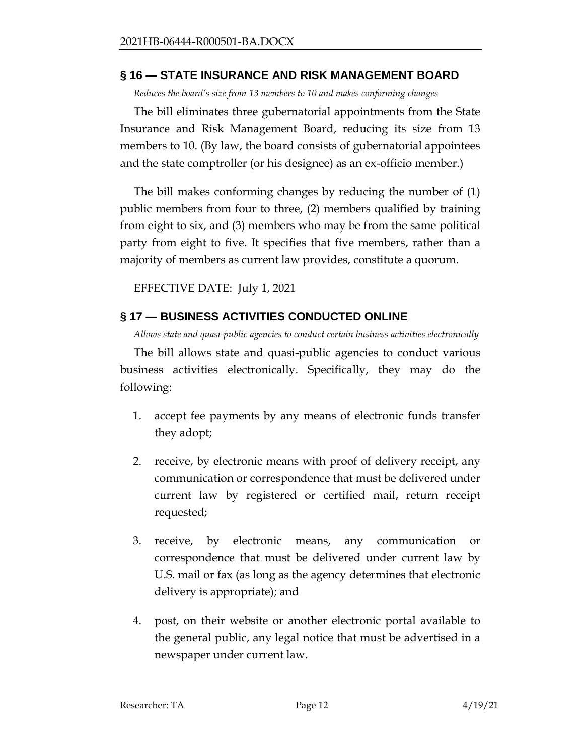## § 16 — STATE INSURANCE AND RISK MANAGEMENT BOARD

*Reduces the board's size from 13 members to 10 and makes conforming changes*

The bill eliminates three gubernatorial appointments from the State Insurance and Risk Management Board, reducing its size from 13 members to 10. (By law, the board consists of gubernatorial appointees and the state comptroller (or his designee) as an ex-officio member.)

The bill makes conforming changes by reducing the number of (1) public members from four to three, (2) members qualified by training from eight to six, and (3) members who may be from the same political party from eight to five. It specifies that five members, rather than a majority of members as current law provides, constitute a quorum.

EFFECTIVE DATE: July 1, 2021

## § 17 — BUSINESS ACTIVITIES CONDUCTED ONLINE

*Allows state and quasi-public agencies to conduct certain business activities electronically*

The bill allows state and quasi-public agencies to conduct various business activities electronically. Specifically, they may do the following:

1. accept fee payments by any means of electronic funds transfer they adopt;
2. receive, by electronic means with proof of delivery receipt, any communication or correspondence that must be delivered under current law by registered or certified mail, return receipt requested;
3. receive, by electronic means, any communication or correspondence that must be delivered under current law by U.S. mail or fax (as long as the agency determines that electronic delivery is appropriate); and
4. post, on their website or another electronic portal available to the general public, any legal notice that must be advertised in a newspaper under current law.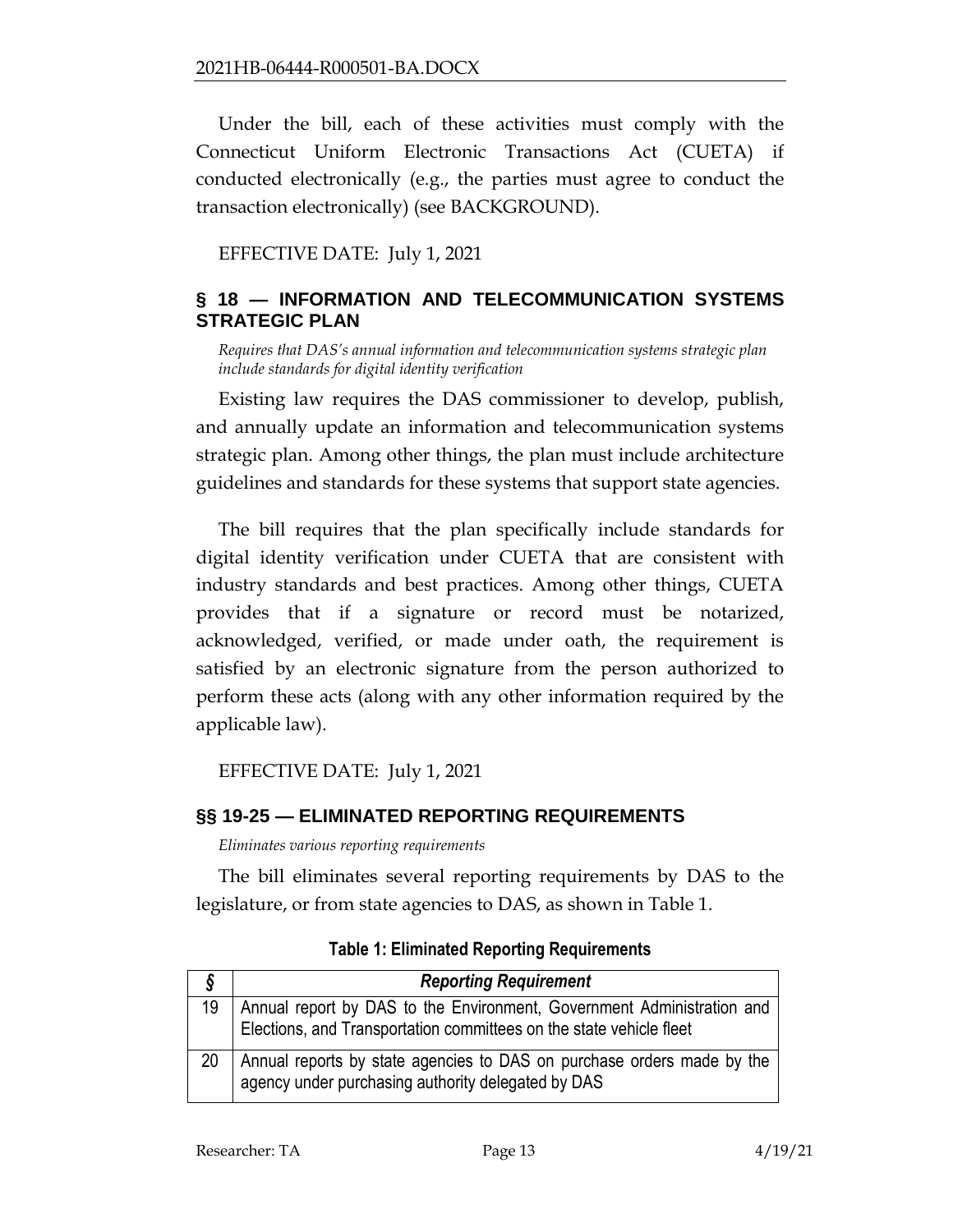Under the bill, each of these activities must comply with the Connecticut Uniform Electronic Transactions Act (CUETA) if conducted electronically (e.g., the parties must agree to conduct the transaction electronically) (see BACKGROUND).

EFFECTIVE DATE: July 1, 2021

## § 18 — INFORMATION AND TELECOMMUNICATION SYSTEMS STRATEGIC PLAN

*Requires that DAS's annual information and telecommunication systems strategic plan include standards for digital identity verification*

Existing law requires the DAS commissioner to develop, publish, and annually update an information and telecommunication systems strategic plan. Among other things, the plan must include architecture guidelines and standards for these systems that support state agencies.

The bill requires that the plan specifically include standards for digital identity verification under CUETA that are consistent with industry standards and best practices. Among other things, CUETA provides that if a signature or record must be notarized, acknowledged, verified, or made under oath, the requirement is satisfied by an electronic signature from the person authorized to perform these acts (along with any other information required by the applicable law).

EFFECTIVE DATE: July 1, 2021

## §§ 19-25 — ELIMINATED REPORTING REQUIREMENTS

*Eliminates various reporting requirements*

The bill eliminates several reporting requirements by DAS to the legislature, or from state agencies to DAS, as shown in Table 1.

**Table 1: Eliminated Reporting Requirements**

| *§* | *Reporting Requirement* |
|---|---|
| 19 | Annual report by DAS to the Environment, Government Administration and Elections, and Transportation committees on the state vehicle fleet |
| 20 | Annual reports by state agencies to DAS on purchase orders made by the agency under purchasing authority delegated by DAS |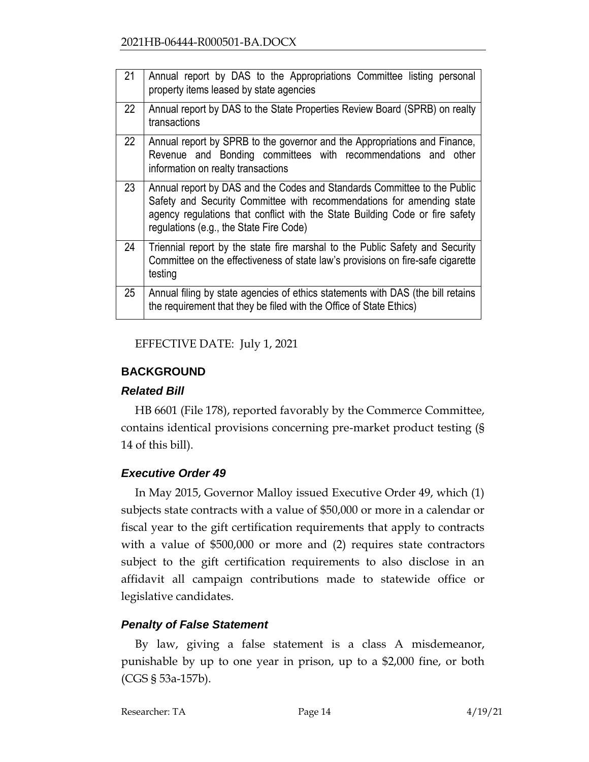| | |
|---|---|
| 21 | Annual report by DAS to the Appropriations Committee listing personal property items leased by state agencies |
| 22 | Annual report by DAS to the State Properties Review Board (SPRB) on realty transactions |
| 22 | Annual report by SPRB to the governor and the Appropriations and Finance, Revenue and Bonding committees with recommendations and other information on realty transactions |
| 23 | Annual report by DAS and the Codes and Standards Committee to the Public Safety and Security Committee with recommendations for amending state agency regulations that conflict with the State Building Code or fire safety regulations (e.g., the State Fire Code) |
| 24 | Triennial report by the state fire marshal to the Public Safety and Security Committee on the effectiveness of state law's provisions on fire-safe cigarette testing |
| 25 | Annual filing by state agencies of ethics statements with DAS (the bill retains the requirement that they be filed with the Office of State Ethics) |

EFFECTIVE DATE: July 1, 2021

## BACKGROUND

### *Related Bill*

HB 6601 (File 178), reported favorably by the Commerce Committee, contains identical provisions concerning pre-market product testing (§ 14 of this bill).

### *Executive Order 49*

In May 2015, Governor Malloy issued Executive Order 49, which (1) subjects state contracts with a value of $50,000 or more in a calendar or fiscal year to the gift certification requirements that apply to contracts with a value of $500,000 or more and (2) requires state contractors subject to the gift certification requirements to also disclose in an affidavit all campaign contributions made to statewide office or legislative candidates.

### *Penalty of False Statement*

By law, giving a false statement is a class A misdemeanor, punishable by up to one year in prison, up to a $2,000 fine, or both (CGS § 53a-157b).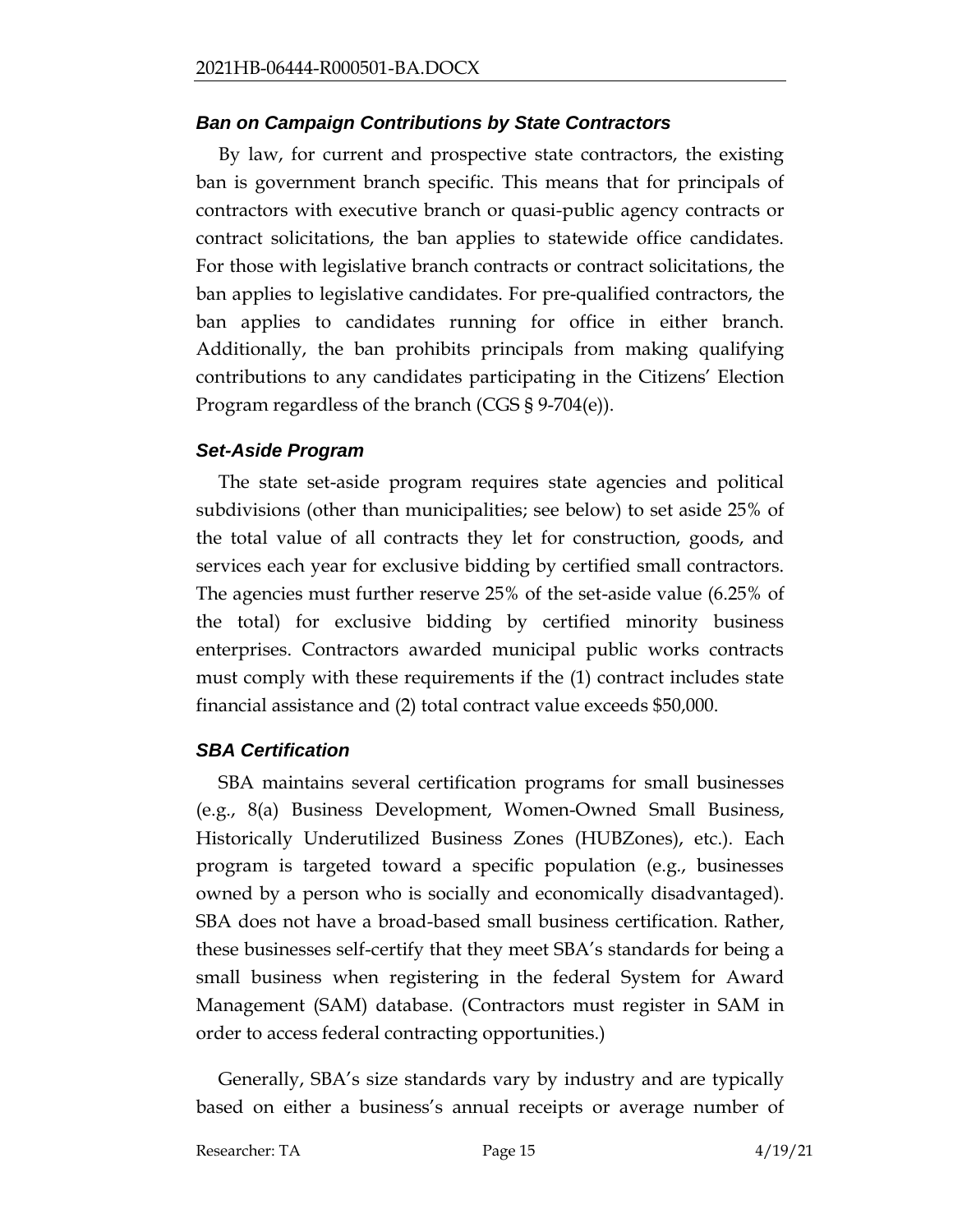### *Ban on Campaign Contributions by State Contractors*

By law, for current and prospective state contractors, the existing ban is government branch specific. This means that for principals of contractors with executive branch or quasi-public agency contracts or contract solicitations, the ban applies to statewide office candidates. For those with legislative branch contracts or contract solicitations, the ban applies to legislative candidates. For pre-qualified contractors, the ban applies to candidates running for office in either branch. Additionally, the ban prohibits principals from making qualifying contributions to any candidates participating in the Citizens' Election Program regardless of the branch (CGS § 9-704(e)).

### *Set-Aside Program*

The state set-aside program requires state agencies and political subdivisions (other than municipalities; see below) to set aside 25% of the total value of all contracts they let for construction, goods, and services each year for exclusive bidding by certified small contractors. The agencies must further reserve 25% of the set-aside value (6.25% of the total) for exclusive bidding by certified minority business enterprises. Contractors awarded municipal public works contracts must comply with these requirements if the (1) contract includes state financial assistance and (2) total contract value exceeds $50,000.

### *SBA Certification*

SBA maintains several certification programs for small businesses (e.g., 8(a) Business Development, Women-Owned Small Business, Historically Underutilized Business Zones (HUBZones), etc.). Each program is targeted toward a specific population (e.g., businesses owned by a person who is socially and economically disadvantaged). SBA does not have a broad-based small business certification. Rather, these businesses self-certify that they meet SBA's standards for being a small business when registering in the federal System for Award Management (SAM) database. (Contractors must register in SAM in order to access federal contracting opportunities.)

Generally, SBA's size standards vary by industry and are typically based on either a business's annual receipts or average number of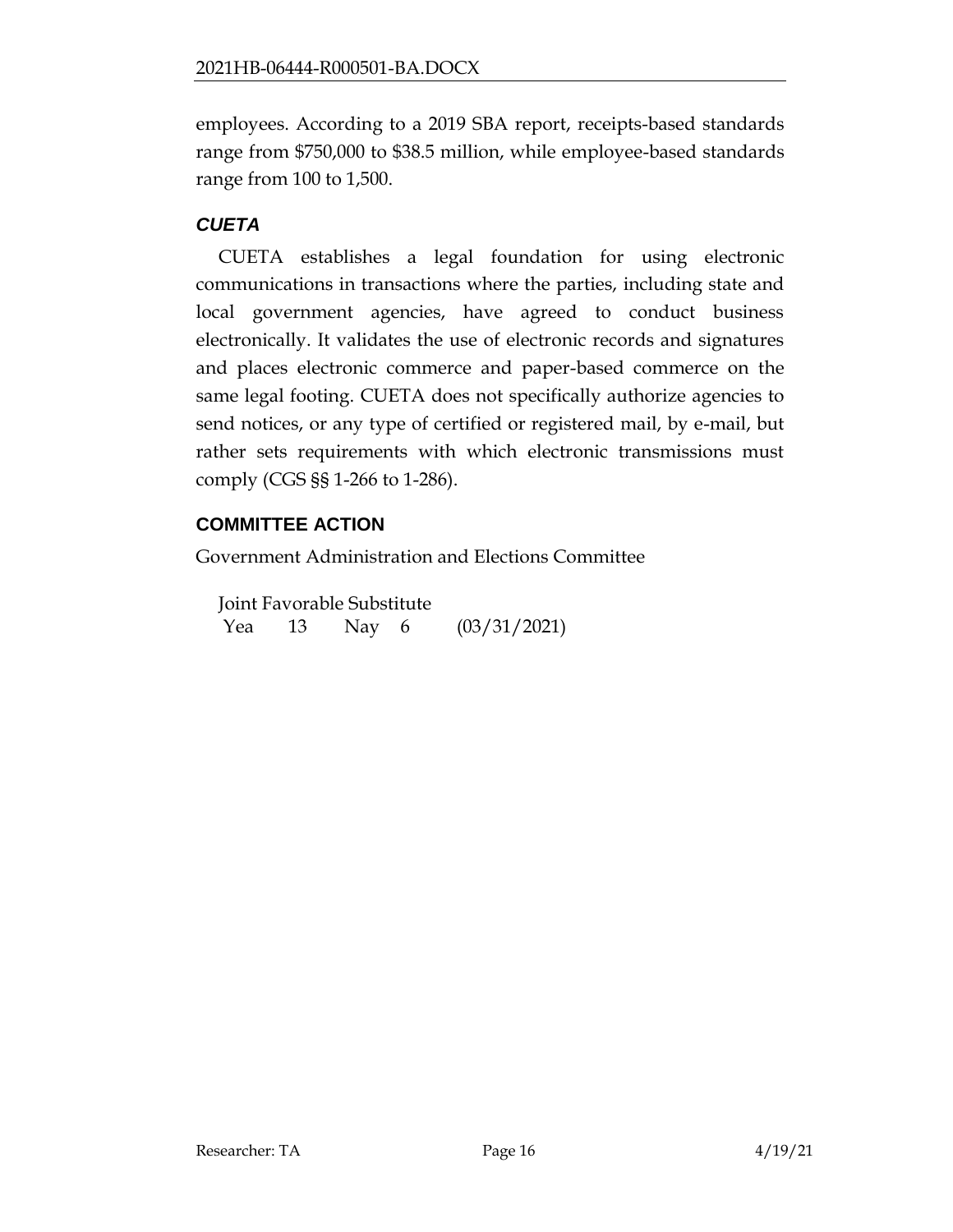employees. According to a 2019 SBA report, receipts-based standards range from $750,000 to $38.5 million, while employee-based standards range from 100 to 1,500.

### *CUETA*

CUETA establishes a legal foundation for using electronic communications in transactions where the parties, including state and local government agencies, have agreed to conduct business electronically. It validates the use of electronic records and signatures and places electronic commerce and paper-based commerce on the same legal footing. CUETA does not specifically authorize agencies to send notices, or any type of certified or registered mail, by e-mail, but rather sets requirements with which electronic transmissions must comply (CGS §§ 1-266 to 1-286).

## COMMITTEE ACTION

Government Administration and Elections Committee

Joint Favorable Substitute
Yea 13 Nay 6 (03/31/2021)